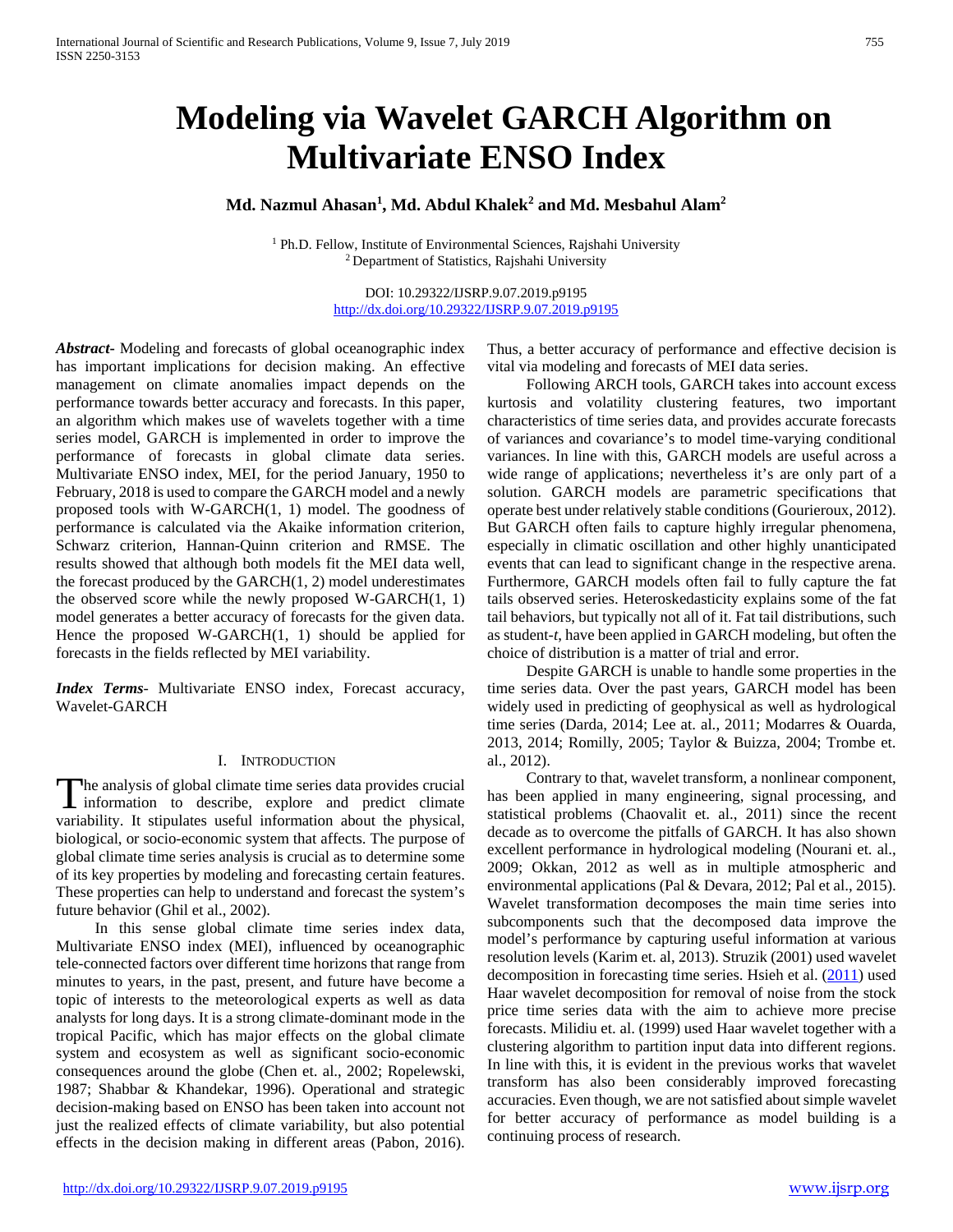# Modeling via Wavelet GARCH Algorithm on Multivariate ENSO Index

**Md. Nazmul Ahasan[1], Md. Abdul Khalek[2] and Md. Mesbahul Alam[2]**

[1] Ph.D. Fellow, Institute of Environmental Sciences, Rajshahi University
[2] Department of Statistics, Rajshahi University

DOI: 10.29322/IJSRP.9.07.2019.p9195
http://dx.doi.org/10.29322/IJSRP.9.07.2019.p9195

***Abstract-*** Modeling and forecasts of global oceanographic index has important implications for decision making. An effective management on climate anomalies impact depends on the performance towards better accuracy and forecasts. In this paper, an algorithm which makes use of wavelets together with a time series model, GARCH is implemented in order to improve the performance of forecasts in global climate data series. Multivariate ENSO index, MEI, for the period January, 1950 to February, 2018 is used to compare the GARCH model and a newly proposed tools with W-GARCH(1, 1) model. The goodness of performance is calculated via the Akaike information criterion, Schwarz criterion, Hannan-Quinn criterion and RMSE. The results showed that although both models fit the MEI data well, the forecast produced by the GARCH(1, 2) model underestimates the observed score while the newly proposed W-GARCH(1, 1) model generates a better accuracy of forecasts for the given data. Hence the proposed W-GARCH(1, 1) should be applied for forecasts in the fields reflected by MEI variability.

***Index Terms-*** Multivariate ENSO index, Forecast accuracy, Wavelet-GARCH

## I. Introduction

The analysis of global climate time series data provides crucial information to describe, explore and predict climate variability. It stipulates useful information about the physical, biological, or socio-economic system that affects. The purpose of global climate time series analysis is crucial as to determine some of its key properties by modeling and forecasting certain features. These properties can help to understand and forecast the system's future behavior (Ghil et al., 2002).

In this sense global climate time series index data, Multivariate ENSO index (MEI), influenced by oceanographic tele-connected factors over different time horizons that range from minutes to years, in the past, present, and future have become a topic of interests to the meteorological experts as well as data analysts for long days. It is a strong climate-dominant mode in the tropical Pacific, which has major effects on the global climate system and ecosystem as well as significant socio-economic consequences around the globe (Chen et. al., 2002; Ropelewski, 1987; Shabbar & Khandekar, 1996). Operational and strategic decision-making based on ENSO has been taken into account not just the realized effects of climate variability, but also potential effects in the decision making in different areas (Pabon, 2016). Thus, a better accuracy of performance and effective decision is vital via modeling and forecasts of MEI data series.

Following ARCH tools, GARCH takes into account excess kurtosis and volatility clustering features, two important characteristics of time series data, and provides accurate forecasts of variances and covariance's to model time-varying conditional variances. In line with this, GARCH models are useful across a wide range of applications; nevertheless it's are only part of a solution. GARCH models are parametric specifications that operate best under relatively stable conditions (Gourieroux, 2012). But GARCH often fails to capture highly irregular phenomena, especially in climatic oscillation and other highly unanticipated events that can lead to significant change in the respective arena. Furthermore, GARCH models often fail to fully capture the fat tails observed series. Heteroskedasticity explains some of the fat tail behaviors, but typically not all of it. Fat tail distributions, such as student-*t*, have been applied in GARCH modeling, but often the choice of distribution is a matter of trial and error.

Despite GARCH is unable to handle some properties in the time series data. Over the past years, GARCH model has been widely used in predicting of geophysical as well as hydrological time series (Darda, 2014; Lee at. al., 2011; Modarres & Ouarda, 2013, 2014; Romilly, 2005; Taylor & Buizza, 2004; Trombe et. al., 2012).

Contrary to that, wavelet transform, a nonlinear component, has been applied in many engineering, signal processing, and statistical problems (Chaovalit et. al., 2011) since the recent decade as to overcome the pitfalls of GARCH. It has also shown excellent performance in hydrological modeling (Nourani et. al., 2009; Okkan, 2012 as well as in multiple atmospheric and environmental applications (Pal & Devara, 2012; Pal et al., 2015). Wavelet transformation decomposes the main time series into subcomponents such that the decomposed data improve the model's performance by capturing useful information at various resolution levels (Karim et. al, 2013). Struzik (2001) used wavelet decomposition in forecasting time series. Hsieh et al. (2011) used Haar wavelet decomposition for removal of noise from the stock price time series data with the aim to achieve more precise forecasts. Milidiu et. al. (1999) used Haar wavelet together with a clustering algorithm to partition input data into different regions. In line with this, it is evident in the previous works that wavelet transform has also been considerably improved forecasting accuracies. Even though, we are not satisfied about simple wavelet for better accuracy of performance as model building is a continuing process of research.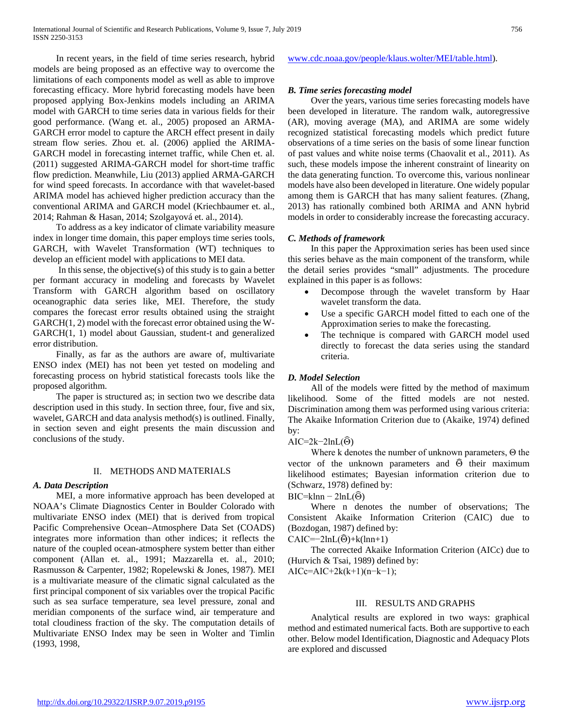In recent years, in the field of time series research, hybrid models are being proposed as an effective way to overcome the limitations of each components model as well as able to improve forecasting efficacy. More hybrid forecasting models have been proposed applying Box-Jenkins models including an ARIMA model with GARCH to time series data in various fields for their good performance. (Wang et. al., 2005) proposed an ARMA-GARCH error model to capture the ARCH effect present in daily stream flow series. Zhou et. al. (2006) applied the ARIMA-GARCH model in forecasting internet traffic, while Chen et. al. (2011) suggested ARIMA-GARCH model for short-time traffic flow prediction. Meanwhile, Liu (2013) applied ARMA-GARCH for wind speed forecasts. In accordance with that wavelet-based ARIMA model has achieved higher prediction accuracy than the conventional ARIMA and GARCH model (Kriechbaumer et. al., 2014; Rahman & Hasan, 2014; Szolgayová et. al., 2014).

To address as a key indicator of climate variability measure index in longer time domain, this paper employs time series tools, GARCH, with Wavelet Transformation (WT) techniques to develop an efficient model with applications to MEI data.

In this sense, the objective(s) of this study is to gain a better per formant accuracy in modeling and forecasts by Wavelet Transform with GARCH algorithm based on oscillatory oceanographic data series like, MEI. Therefore, the study compares the forecast error results obtained using the straight GARCH(1, 2) model with the forecast error obtained using the W-GARCH(1, 1) model about Gaussian, student-t and generalized error distribution.

Finally, as far as the authors are aware of, multivariate ENSO index (MEI) has not been yet tested on modeling and forecasting process on hybrid statistical forecasts tools like the proposed algorithm.

The paper is structured as; in section two we describe data description used in this study. In section three, four, five and six, wavelet, GARCH and data analysis method(s) is outlined. Finally, in section seven and eight presents the main discussion and conclusions of the study.

## II. METHODS AND MATERIALS

### *A. Data Description*

MEI, a more informative approach has been developed at NOAA's Climate Diagnostics Center in Boulder Colorado with multivariate ENSO index (MEI) that is derived from tropical Pacific Comprehensive Ocean–Atmosphere Data Set (COADS) integrates more information than other indices; it reflects the nature of the coupled ocean-atmosphere system better than either component (Allan et. al., 1991; Mazzarella et. al., 2010; Rasmusson & Carpenter, 1982; Ropelewski & Jones, 1987). MEI is a multivariate measure of the climatic signal calculated as the first principal component of six variables over the tropical Pacific such as sea surface temperature, sea level pressure, zonal and meridian components of the surface wind, air temperature and total cloudiness fraction of the sky. The computation details of Multivariate ENSO Index may be seen in Wolter and Timlin (1993, 1998, www.cdc.noaa.gov/people/klaus.wolter/MEI/table.html).

### *B. Time series forecasting model*

Over the years, various time series forecasting models have been developed in literature. The random walk, autoregressive (AR), moving average (MA), and ARIMA are some widely recognized statistical forecasting models which predict future observations of a time series on the basis of some linear function of past values and white noise terms (Chaovalit et al., 2011). As such, these models impose the inherent constraint of linearity on the data generating function. To overcome this, various nonlinear models have also been developed in literature. One widely popular among them is GARCH that has many salient features. (Zhang, 2013) has rationally combined both ARIMA and ANN hybrid models in order to considerably increase the forecasting accuracy.

### *C. Methods of framework*

In this paper the Approximation series has been used since this series behave as the main component of the transform, while the detail series provides "small" adjustments. The procedure explained in this paper is as follows:

- Decompose through the wavelet transform by Haar wavelet transform the data.
- Use a specific GARCH model fitted to each one of the Approximation series to make the forecasting.
- The technique is compared with GARCH model used directly to forecast the data series using the standard criteria.

### *D. Model Selection*

All of the models were fitted by the method of maximum likelihood. Some of the fitted models are not nested. Discrimination among them was performed using various criteria: The Akaike Information Criterion due to (Akaike, 1974) defined by:

$$AIC=2k-2\ln L(\widehat{\Theta})$$

Where k denotes the number of unknown parameters, $\Theta$ the vector of the unknown parameters and $\widehat{\Theta}$ their maximum likelihood estimates; Bayesian information criterion due to (Schwarz, 1978) defined by:

$$BIC=k\ln n-2\ln L(\widehat{\Theta})$$

Where n denotes the number of observations; The Consistent Akaike Information Criterion (CAIC) due to (Bozdogan, 1987) defined by:

$$CAIC=-2\ln L(\widehat{\Theta})+k(\ln n+1)$$

The corrected Akaike Information Criterion (AICc) due to (Hurvich & Tsai, 1989) defined by:

$$AICc=AIC+2k(k+1)(n-k-1);$$

## III. RESULTS AND GRAPHS

Analytical results are explored in two ways: graphical method and estimated numerical facts. Both are supportive to each other. Below model Identification, Diagnostic and Adequacy Plots are explored and discussed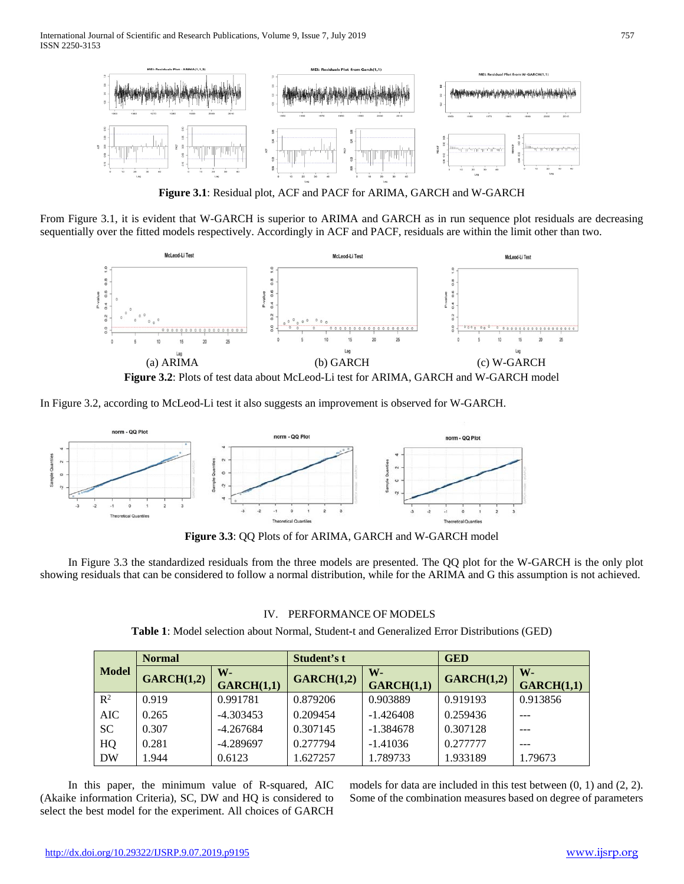**Figure 3.1**: Residual plot, ACF and PACF for ARIMA, GARCH and W-GARCH

From Figure 3.1, it is evident that W-GARCH is superior to ARIMA and GARCH as in run sequence plot residuals are decreasing sequentially over the fitted models respectively. Accordingly in ACF and PACF, residuals are within the limit other than two.

(a) ARIMA (b) GARCH (c) W-GARCH

**Figure 3.2**: Plots of test data about McLeod-Li test for ARIMA, GARCH and W-GARCH model

In Figure 3.2, according to McLeod-Li test it also suggests an improvement is observed for W-GARCH.

**Figure 3.3**: QQ Plots of for ARIMA, GARCH and W-GARCH model

In Figure 3.3 the standardized residuals from the three models are presented. The QQ plot for the W-GARCH is the only plot showing residuals that can be considered to follow a normal distribution, while for the ARIMA and G this assumption is not achieved.

## IV. PERFORMANCE OF MODELS

**Table 1**: Model selection about Normal, Student-t and Generalized Error Distributions (GED)

| Model | Normal | | Student's t | | GED | |
|---|---|---|---|---|---|---|
| | GARCH(1,2) | W-GARCH(1,1) | GARCH(1,2) | W-GARCH(1,1) | GARCH(1,2) | W-GARCH(1,1) |
| $R^2$ | 0.919 | 0.991781 | 0.879206 | 0.903889 | 0.919193 | 0.913856 |
| AIC | 0.265 | -4.303453 | 0.209454 | -1.426408 | 0.259436 | --- |
| SC | 0.307 | -4.267684 | 0.307145 | -1.384678 | 0.307128 | --- |
| HQ | 0.281 | -4.289697 | 0.277794 | -1.41036 | 0.277777 | --- |
| DW | 1.944 | 0.6123 | 1.627257 | 1.789733 | 1.933189 | 1.79673 |

In this paper, the minimum value of R-squared, AIC (Akaike information Criteria), SC, DW and HQ is considered to select the best model for the experiment. All choices of GARCH models for data are included in this test between (0, 1) and (2, 2). Some of the combination measures based on degree of parameters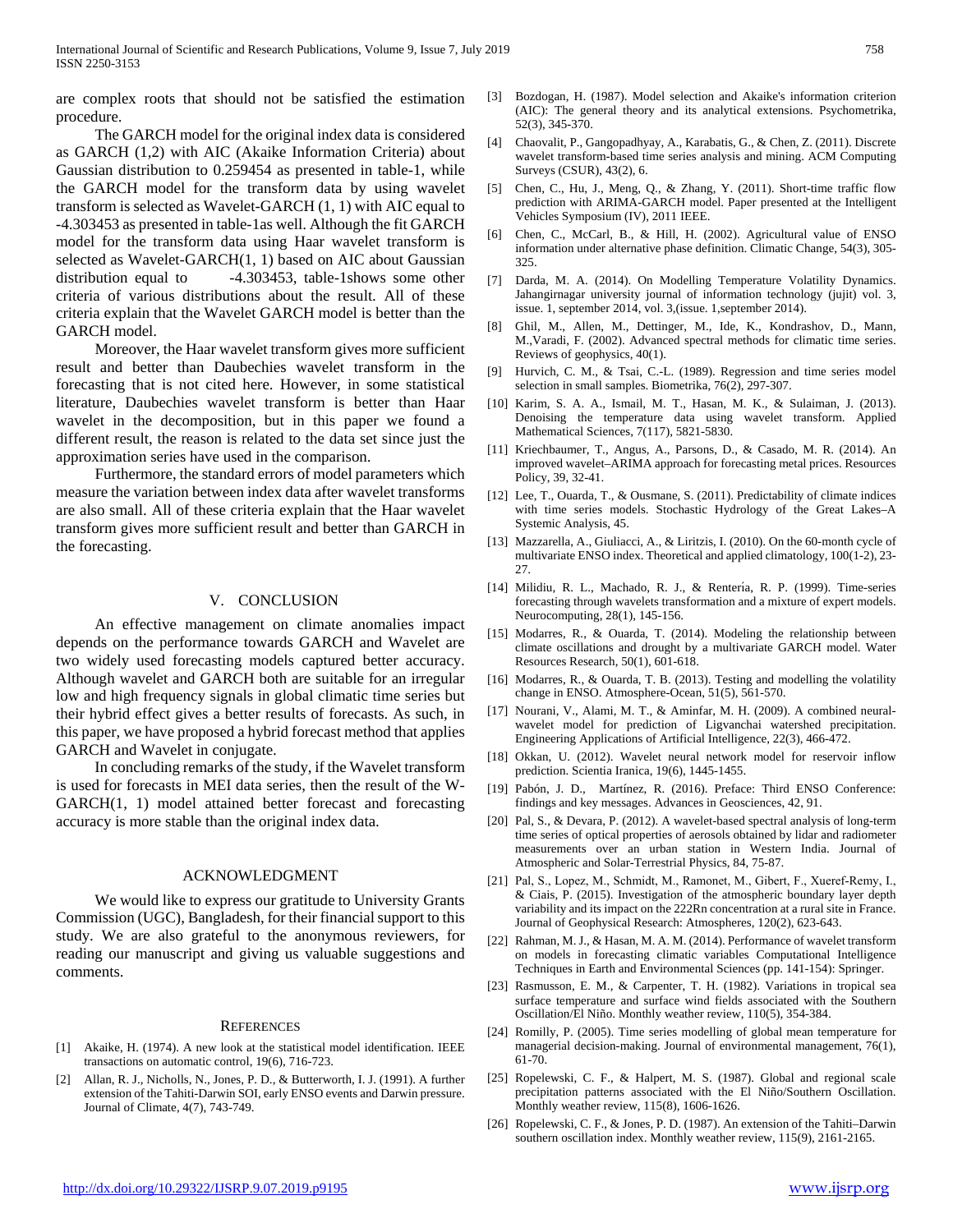are complex roots that should not be satisfied the estimation procedure.

The GARCH model for the original index data is considered as GARCH (1,2) with AIC (Akaike Information Criteria) about Gaussian distribution to 0.259454 as presented in table-1, while the GARCH model for the transform data by using wavelet transform is selected as Wavelet-GARCH (1, 1) with AIC equal to -4.303453 as presented in table-1as well. Although the fit GARCH model for the transform data using Haar wavelet transform is selected as Wavelet-GARCH(1, 1) based on AIC about Gaussian distribution equal to -4.303453, table-1shows some other criteria of various distributions about the result. All of these criteria explain that the Wavelet GARCH model is better than the GARCH model.

Moreover, the Haar wavelet transform gives more sufficient result and better than Daubechies wavelet transform in the forecasting that is not cited here. However, in some statistical literature, Daubechies wavelet transform is better than Haar wavelet in the decomposition, but in this paper we found a different result, the reason is related to the data set since just the approximation series have used in the comparison.

Furthermore, the standard errors of model parameters which measure the variation between index data after wavelet transforms are also small. All of these criteria explain that the Haar wavelet transform gives more sufficient result and better than GARCH in the forecasting.

## V. CONCLUSION

An effective management on climate anomalies impact depends on the performance towards GARCH and Wavelet are two widely used forecasting models captured better accuracy. Although wavelet and GARCH both are suitable for an irregular low and high frequency signals in global climatic time series but their hybrid effect gives a better results of forecasts. As such, in this paper, we have proposed a hybrid forecast method that applies GARCH and Wavelet in conjugate.

In concluding remarks of the study, if the Wavelet transform is used for forecasts in MEI data series, then the result of the W-GARCH(1, 1) model attained better forecast and forecasting accuracy is more stable than the original index data.

## ACKNOWLEDGMENT

We would like to express our gratitude to University Grants Commission (UGC), Bangladesh, for their financial support to this study. We are also grateful to the anonymous reviewers, for reading our manuscript and giving us valuable suggestions and comments.

## REFERENCES

[1] Akaike, H. (1974). A new look at the statistical model identification. IEEE transactions on automatic control, 19(6), 716-723.

[2] Allan, R. J., Nicholls, N., Jones, P. D., & Butterworth, I. J. (1991). A further extension of the Tahiti-Darwin SOI, early ENSO events and Darwin pressure. Journal of Climate, 4(7), 743-749.

[3] Bozdogan, H. (1987). Model selection and Akaike's information criterion (AIC): The general theory and its analytical extensions. Psychometrika, 52(3), 345-370.

[4] Chaovalit, P., Gangopadhyay, A., Karabatis, G., & Chen, Z. (2011). Discrete wavelet transform-based time series analysis and mining. ACM Computing Surveys (CSUR), 43(2), 6.

[5] Chen, C., Hu, J., Meng, Q., & Zhang, Y. (2011). Short-time traffic flow prediction with ARIMA-GARCH model. Paper presented at the Intelligent Vehicles Symposium (IV), 2011 IEEE.

[6] Chen, C., McCarl, B., & Hill, H. (2002). Agricultural value of ENSO information under alternative phase definition. Climatic Change, 54(3), 305-325.

[7] Darda, M. A. (2014). On Modelling Temperature Volatility Dynamics. Jahangirnagar university journal of information technology (jujit) vol. 3, issue. 1, september 2014, vol. 3,(issue. 1,september 2014).

[8] Ghil, M., Allen, M., Dettinger, M., Ide, K., Kondrashov, D., Mann, M.,Varadi, F. (2002). Advanced spectral methods for climatic time series. Reviews of geophysics, 40(1).

[9] Hurvich, C. M., & Tsai, C.-L. (1989). Regression and time series model selection in small samples. Biometrika, 76(2), 297-307.

[10] Karim, S. A. A., Ismail, M. T., Hasan, M. K., & Sulaiman, J. (2013). Denoising the temperature data using wavelet transform. Applied Mathematical Sciences, 7(117), 5821-5830.

[11] Kriechbaumer, T., Angus, A., Parsons, D., & Casado, M. R. (2014). An improved wavelet–ARIMA approach for forecasting metal prices. Resources Policy, 39, 32-41.

[12] Lee, T., Ouarda, T., & Ousmane, S. (2011). Predictability of climate indices with time series models. Stochastic Hydrology of the Great Lakes–A Systemic Analysis, 45.

[13] Mazzarella, A., Giuliacci, A., & Liritzis, I. (2010). On the 60-month cycle of multivariate ENSO index. Theoretical and applied climatology, 100(1-2), 23-27.

[14] Milidiu, R. L., Machado, R. J., & Rentería, R. P. (1999). Time-series forecasting through wavelets transformation and a mixture of expert models. Neurocomputing, 28(1), 145-156.

[15] Modarres, R., & Ouarda, T. (2014). Modeling the relationship between climate oscillations and drought by a multivariate GARCH model. Water Resources Research, 50(1), 601-618.

[16] Modarres, R., & Ouarda, T. B. (2013). Testing and modelling the volatility change in ENSO. Atmosphere-Ocean, 51(5), 561-570.

[17] Nourani, V., Alami, M. T., & Aminfar, M. H. (2009). A combined neural-wavelet model for prediction of Ligvanchai watershed precipitation. Engineering Applications of Artificial Intelligence, 22(3), 466-472.

[18] Okkan, U. (2012). Wavelet neural network model for reservoir inflow prediction. Scientia Iranica, 19(6), 1445-1455.

[19] Pabón, J. D., Martínez, R. (2016). Preface: Third ENSO Conference: findings and key messages. Advances in Geosciences, 42, 91.

[20] Pal, S., & Devara, P. (2012). A wavelet-based spectral analysis of long-term time series of optical properties of aerosols obtained by lidar and radiometer measurements over an urban station in Western India. Journal of Atmospheric and Solar-Terrestrial Physics, 84, 75-87.

[21] Pal, S., Lopez, M., Schmidt, M., Ramonet, M., Gibert, F., Xueref-Remy, I., & Ciais, P. (2015). Investigation of the atmospheric boundary layer depth variability and its impact on the 222Rn concentration at a rural site in France. Journal of Geophysical Research: Atmospheres, 120(2), 623-643.

[22] Rahman, M. J., & Hasan, M. A. M. (2014). Performance of wavelet transform on models in forecasting climatic variables Computational Intelligence Techniques in Earth and Environmental Sciences (pp. 141-154): Springer.

[23] Rasmusson, E. M., & Carpenter, T. H. (1982). Variations in tropical sea surface temperature and surface wind fields associated with the Southern Oscillation/El Niño. Monthly weather review, 110(5), 354-384.

[24] Romilly, P. (2005). Time series modelling of global mean temperature for managerial decision-making. Journal of environmental management, 76(1), 61-70.

[25] Ropelewski, C. F., & Halpert, M. S. (1987). Global and regional scale precipitation patterns associated with the El Niño/Southern Oscillation. Monthly weather review, 115(8), 1606-1626.

[26] Ropelewski, C. F., & Jones, P. D. (1987). An extension of the Tahiti–Darwin southern oscillation index. Monthly weather review, 115(9), 2161-2165.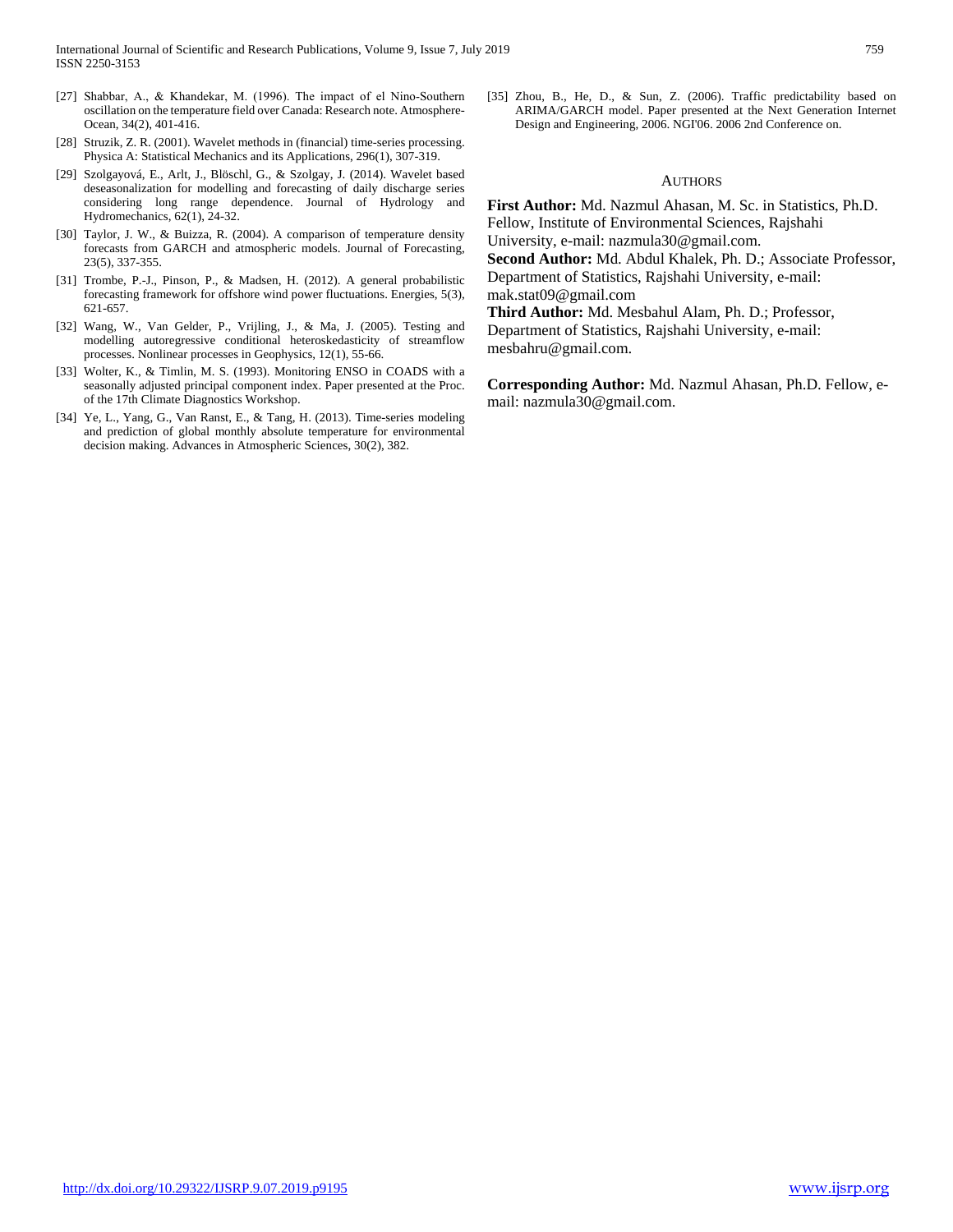[27] Shabbar, A., & Khandekar, M. (1996). The impact of el Nino-Southern oscillation on the temperature field over Canada: Research note. Atmosphere-Ocean, 34(2), 401-416.

[28] Struzik, Z. R. (2001). Wavelet methods in (financial) time-series processing. Physica A: Statistical Mechanics and its Applications, 296(1), 307-319.

[29] Szolgayová, E., Arlt, J., Blöschl, G., & Szolgay, J. (2014). Wavelet based deseasonalization for modelling and forecasting of daily discharge series considering long range dependence. Journal of Hydrology and Hydromechanics, 62(1), 24-32.

[30] Taylor, J. W., & Buizza, R. (2004). A comparison of temperature density forecasts from GARCH and atmospheric models. Journal of Forecasting, 23(5), 337-355.

[31] Trombe, P.-J., Pinson, P., & Madsen, H. (2012). A general probabilistic forecasting framework for offshore wind power fluctuations. Energies, 5(3), 621-657.

[32] Wang, W., Van Gelder, P., Vrijling, J., & Ma, J. (2005). Testing and modelling autoregressive conditional heteroskedasticity of streamflow processes. Nonlinear processes in Geophysics, 12(1), 55-66.

[33] Wolter, K., & Timlin, M. S. (1993). Monitoring ENSO in COADS with a seasonally adjusted principal component index. Paper presented at the Proc. of the 17th Climate Diagnostics Workshop.

[34] Ye, L., Yang, G., Van Ranst, E., & Tang, H. (2013). Time-series modeling and prediction of global monthly absolute temperature for environmental decision making. Advances in Atmospheric Sciences, 30(2), 382.

[35] Zhou, B., He, D., & Sun, Z. (2006). Traffic predictability based on ARIMA/GARCH model. Paper presented at the Next Generation Internet Design and Engineering, 2006. NGI'06. 2006 2nd Conference on.

## Authors

**First Author:** Md. Nazmul Ahasan, M. Sc. in Statistics, Ph.D. Fellow, Institute of Environmental Sciences, Rajshahi University, e-mail: nazmula30@gmail.com.
**Second Author:** Md. Abdul Khalek, Ph. D.; Associate Professor, Department of Statistics, Rajshahi University, e-mail: mak.stat09@gmail.com
**Third Author:** Md. Mesbahul Alam, Ph. D.; Professor, Department of Statistics, Rajshahi University, e-mail: mesbahru@gmail.com.

**Corresponding Author:** Md. Nazmul Ahasan, Ph.D. Fellow, e-mail: nazmula30@gmail.com.